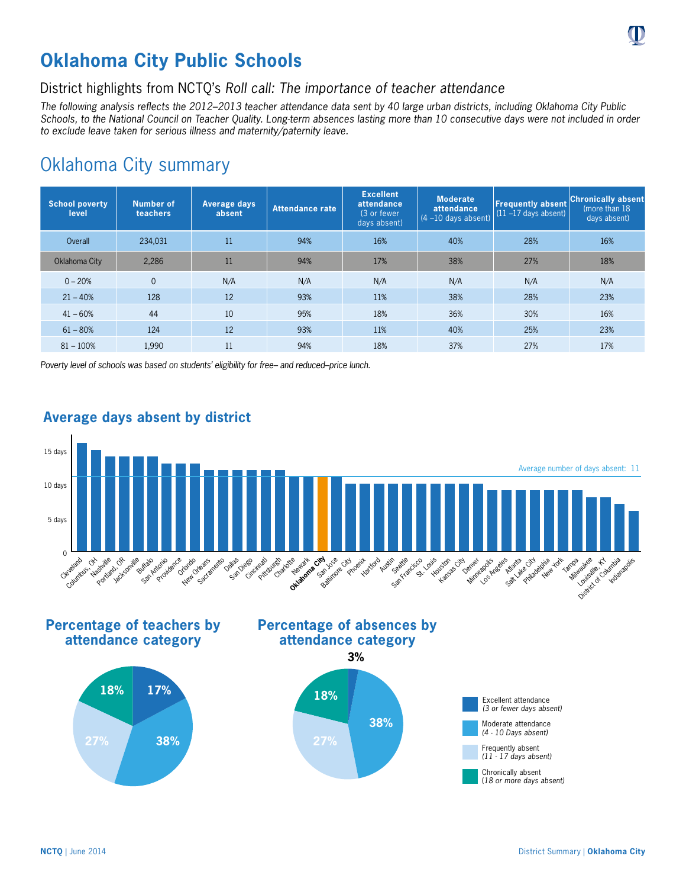# Oklahoma City Public Schools

## District highlights from NCTQ's *Roll call: The importance of teacher attendance*

*The following analysis reflects the 2012–2013 teacher attendance data sent by 40 large urban districts, including Oklahoma City Public Schools, to the National Council on Teacher Quality. Long-term absences lasting more than 10 consecutive days were not included in order to exclude leave taken for serious illness and maternity/paternity leave.*

## Oklahoma City summary

| School poverty level | Number of teachers | Average days absent | Attendance rate | Excellent attendance (3 or fewer days absent) | Moderate attendance (4 –10 days absent) | Frequently absent (11 –17 days absent) | Chronically absent (more than 18 days absent) |
|---|---|---|---|---|---|---|---|
| Overall | 234,031 | 11 | 94% | 16% | 40% | 28% | 16% |
| Oklahoma City | 2,286 | 11 | 94% | 17% | 38% | 27% | 18% |
| 0 – 20% | 0 | N/A | N/A | N/A | N/A | N/A | N/A |
| 21 – 40% | 128 | 12 | 93% | 11% | 38% | 28% | 23% |
| 41 – 60% | 44 | 10 | 95% | 18% | 36% | 30% | 16% |
| 61 – 80% | 124 | 12 | 93% | 11% | 40% | 25% | 23% |
| 81 – 100% | 1,990 | 11 | 94% | 18% | 37% | 27% | 17% |

*Poverty level of schools was based on students' eligibility for free– and reduced–price lunch.*

### Average days absent by district

Average number of days absent: 11

### Percentage of teachers by attendance category

### Percentage of absences by attendance category

- Excellent attendance (*3 or fewer days absent*)
- Moderate attendance (*4 - 10 Days absent*)
- Frequently absent (*11 - 17 days absent*)
- Chronically absent (*18 or more days absent*)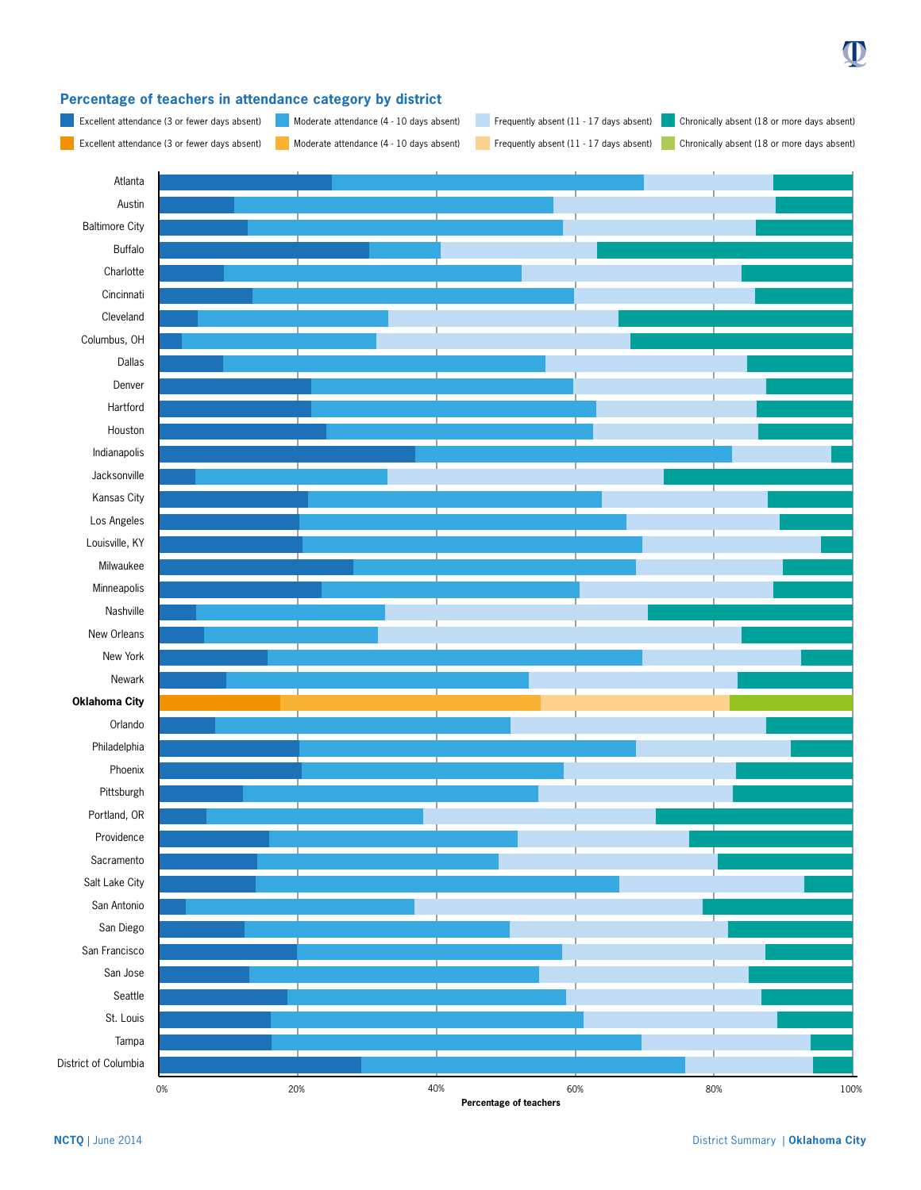## Percentage of teachers in attendance category by district

Excellent attendance (3 or fewer days absent)
Moderate attendance (4 - 10 days absent)
Frequently absent (11 - 17 days absent)
Chronically absent (18 or more days absent)

Excellent attendance (3 or fewer days absent)
Moderate attendance (4 - 10 days absent)
Frequently absent (11 - 17 days absent)
Chronically absent (18 or more days absent)

Atlanta
Austin
Baltimore City
Buffalo
Charlotte
Cincinnati
Cleveland
Columbus, OH
Dallas
Denver
Hartford
Houston
Indianapolis
Jacksonville
Kansas City
Los Angeles
Louisville, KY
Milwaukee
Minneapolis
Nashville
New Orleans
New York
Newark
**Oklahoma City**
Orlando
Philadelphia
Phoenix
Pittsburgh
Portland, OR
Providence
Sacramento
Salt Lake City
San Antonio
San Diego
San Francisco
San Jose
Seattle
St. Louis
Tampa
District of Columbia

0%
20%
40%
60%
80%
100%

Percentage of teachers